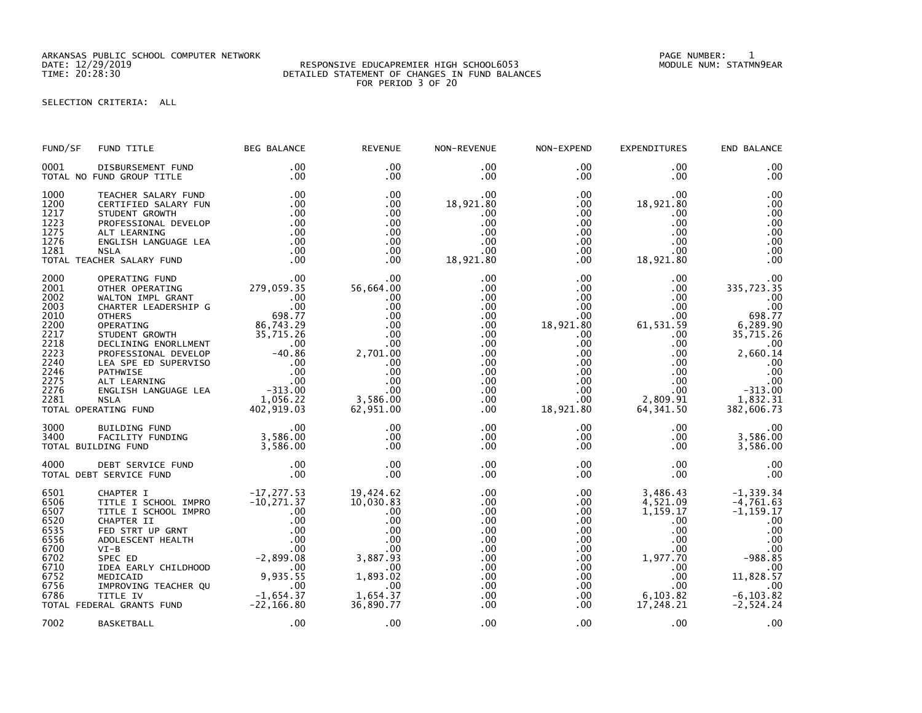ARKANSAS PUBLIC SCHOOL COMPUTER NETWORK
DATE: 12/29/2019
TIME: 20:28:30

RESPONSIVE EDUCAPREMIER HIGH SCHOOL6053
DETAILED STATEMENT OF CHANGES IN FUND BALANCES
FOR PERIOD 3 OF 20

PAGE NUMBER: 1
MODULE NUM: STATMN9EAR

SELECTION CRITERIA: ALL

| FUND/SF | FUND TITLE | BEG BALANCE | REVENUE | NON-REVENUE | NON-EXPEND | EXPENDITURES | END BALANCE |
|---|---|---|---|---|---|---|---|
| 0001 | DISBURSEMENT FUND | .00 | .00 | .00 | .00 | .00 | .00 |
| TOTAL NO FUND GROUP TITLE | | .00 | .00 | .00 | .00 | .00 | .00 |
| 1000 | TEACHER SALARY FUND | .00 | .00 | .00 | .00 | .00 | .00 |
| 1200 | CERTIFIED SALARY FUN | .00 | .00 | 18,921.80 | .00 | 18,921.80 | .00 |
| 1217 | STUDENT GROWTH | .00 | .00 | .00 | .00 | .00 | .00 |
| 1223 | PROFESSIONAL DEVELOP | .00 | .00 | .00 | .00 | .00 | .00 |
| 1275 | ALT LEARNING | .00 | .00 | .00 | .00 | .00 | .00 |
| 1276 | ENGLISH LANGUAGE LEA | .00 | .00 | .00 | .00 | .00 | .00 |
| 1281 | NSLA | .00 | .00 | .00 | .00 | .00 | .00 |
| TOTAL TEACHER SALARY FUND | | .00 | .00 | 18,921.80 | .00 | 18,921.80 | .00 |
| 2000 | OPERATING FUND | .00 | .00 | .00 | .00 | .00 | .00 |
| 2001 | OTHER OPERATING | 279,059.35 | 56,664.00 | .00 | .00 | .00 | 335,723.35 |
| 2002 | WALTON IMPL GRANT | .00 | .00 | .00 | .00 | .00 | .00 |
| 2003 | CHARTER LEADERSHIP G | .00 | .00 | .00 | .00 | .00 | .00 |
| 2010 | OTHERS | 698.77 | .00 | .00 | .00 | .00 | 698.77 |
| 2200 | OPERATING | 86,743.29 | .00 | .00 | 18,921.80 | 61,531.59 | 6,289.90 |
| 2217 | STUDENT GROWTH | 35,715.26 | .00 | .00 | .00 | .00 | 35,715.26 |
| 2218 | DECLINING ENORLLMENT | .00 | .00 | .00 | .00 | .00 | .00 |
| 2223 | PROFESSIONAL DEVELOP | -40.86 | 2,701.00 | .00 | .00 | .00 | 2,660.14 |
| 2240 | LEA SPE ED SUPERVISO | .00 | .00 | .00 | .00 | .00 | .00 |
| 2246 | PATHWISE | .00 | .00 | .00 | .00 | .00 | .00 |
| 2275 | ALT LEARNING | .00 | .00 | .00 | .00 | .00 | .00 |
| 2276 | ENGLISH LANGUAGE LEA | -313.00 | .00 | .00 | .00 | .00 | -313.00 |
| 2281 | NSLA | 1,056.22 | 3,586.00 | .00 | .00 | 2,809.91 | 1,832.31 |
| TOTAL OPERATING FUND | | 402,919.03 | 62,951.00 | .00 | 18,921.80 | 64,341.50 | 382,606.73 |
| 3000 | BUILDING FUND | .00 | .00 | .00 | .00 | .00 | .00 |
| 3400 | FACILITY FUNDING | 3,586.00 | .00 | .00 | .00 | .00 | 3,586.00 |
| TOTAL BUILDING FUND | | 3,586.00 | .00 | .00 | .00 | .00 | 3,586.00 |
| 4000 | DEBT SERVICE FUND | .00 | .00 | .00 | .00 | .00 | .00 |
| TOTAL DEBT SERVICE FUND | | .00 | .00 | .00 | .00 | .00 | .00 |
| 6501 | CHAPTER I | -17,277.53 | 19,424.62 | .00 | .00 | 3,486.43 | -1,339.34 |
| 6506 | TITLE I SCHOOL IMPRO | -10,271.37 | 10,030.83 | .00 | .00 | 4,521.09 | -4,761.63 |
| 6507 | TITLE I SCHOOL IMPRO | .00 | .00 | .00 | .00 | 1,159.17 | -1,159.17 |
| 6520 | CHAPTER II | .00 | .00 | .00 | .00 | .00 | .00 |
| 6535 | FED STRT UP GRNT | .00 | .00 | .00 | .00 | .00 | .00 |
| 6556 | ADOLESCENT HEALTH | .00 | .00 | .00 | .00 | .00 | .00 |
| 6700 | VI-B | .00 | .00 | .00 | .00 | .00 | .00 |
| 6702 | SPEC ED | -2,899.08 | 3,887.93 | .00 | .00 | 1,977.70 | -988.85 |
| 6710 | IDEA EARLY CHILDHOOD | .00 | .00 | .00 | .00 | .00 | .00 |
| 6752 | MEDICAID | 9,935.55 | 1,893.02 | .00 | .00 | .00 | 11,828.57 |
| 6756 | IMPROVING TEACHER QU | .00 | .00 | .00 | .00 | .00 | .00 |
| 6786 | TITLE IV | -1,654.37 | 1,654.37 | .00 | .00 | 6,103.82 | -6,103.82 |
| TOTAL FEDERAL GRANTS FUND | | -22,166.80 | 36,890.77 | .00 | .00 | 17,248.21 | -2,524.24 |
| 7002 | BASKETBALL | .00 | .00 | .00 | .00 | .00 | .00 |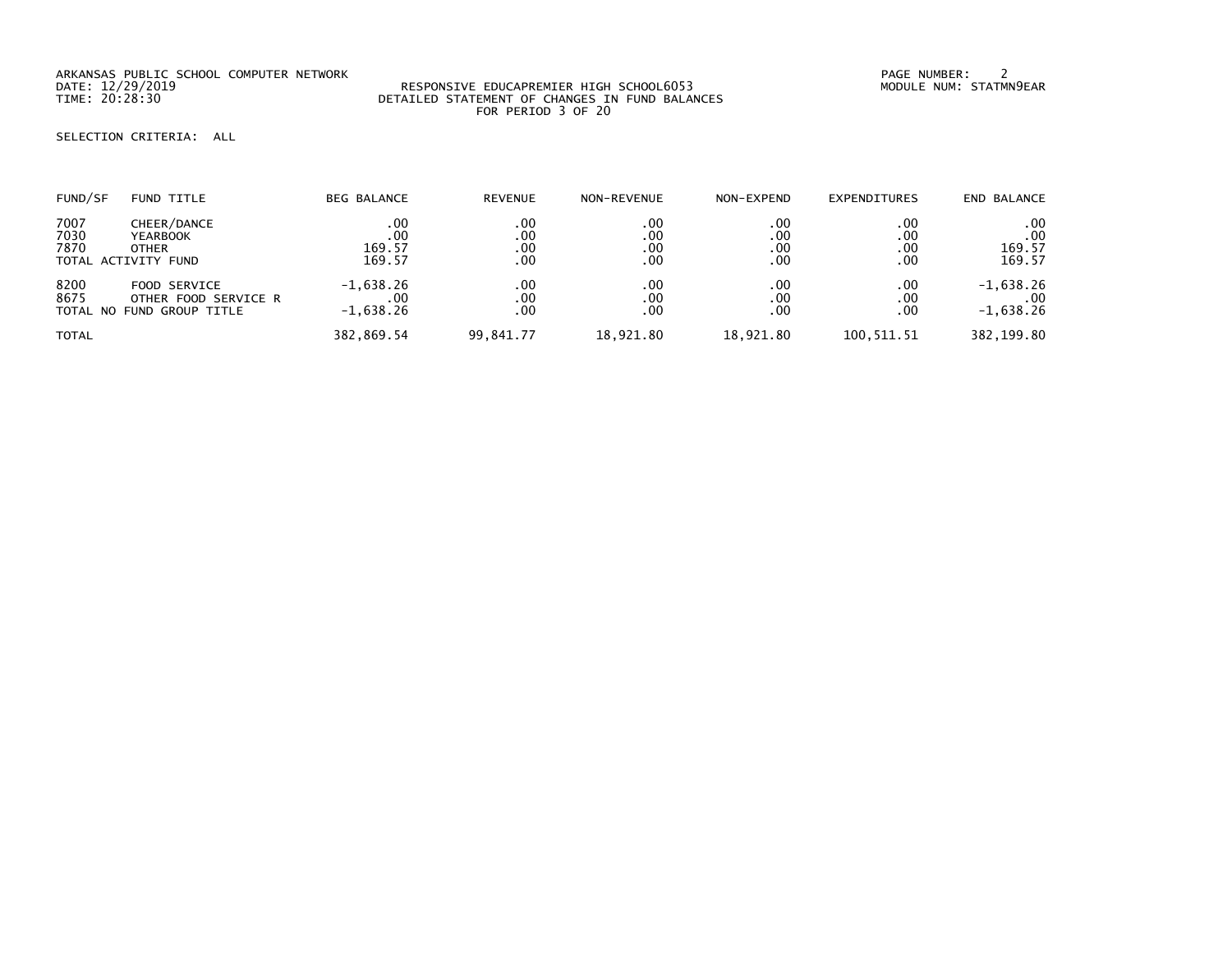ARKANSAS PUBLIC SCHOOL COMPUTER NETWORK
DATE: 12/29/2019
TIME: 20:28:30

RESPONSIVE EDUCAPREMIER HIGH SCHOOL6053
DETAILED STATEMENT OF CHANGES IN FUND BALANCES
FOR PERIOD 3 OF 20

PAGE NUMBER: 2
MODULE NUM: STATMN9EAR

SELECTION CRITERIA: ALL

| FUND/SF | FUND TITLE | BEG BALANCE | REVENUE | NON-REVENUE | NON-EXPEND | EXPENDITURES | END BALANCE |
|---|---|---|---|---|---|---|---|
| 7007 | CHEER/DANCE | .00 | .00 | .00 | .00 | .00 | .00 |
| 7030 | YEARBOOK | .00 | .00 | .00 | .00 | .00 | .00 |
| 7870 | OTHER | 169.57 | .00 | .00 | .00 | .00 | 169.57 |
| TOTAL ACTIVITY FUND | | 169.57 | .00 | .00 | .00 | .00 | 169.57 |
| 8200 | FOOD SERVICE | -1,638.26 | .00 | .00 | .00 | .00 | -1,638.26 |
| 8675 | OTHER FOOD SERVICE R | .00 | .00 | .00 | .00 | .00 | .00 |
| TOTAL NO FUND GROUP TITLE | | -1,638.26 | .00 | .00 | .00 | .00 | -1,638.26 |
| TOTAL | | 382,869.54 | 99,841.77 | 18,921.80 | 18,921.80 | 100,511.51 | 382,199.80 |